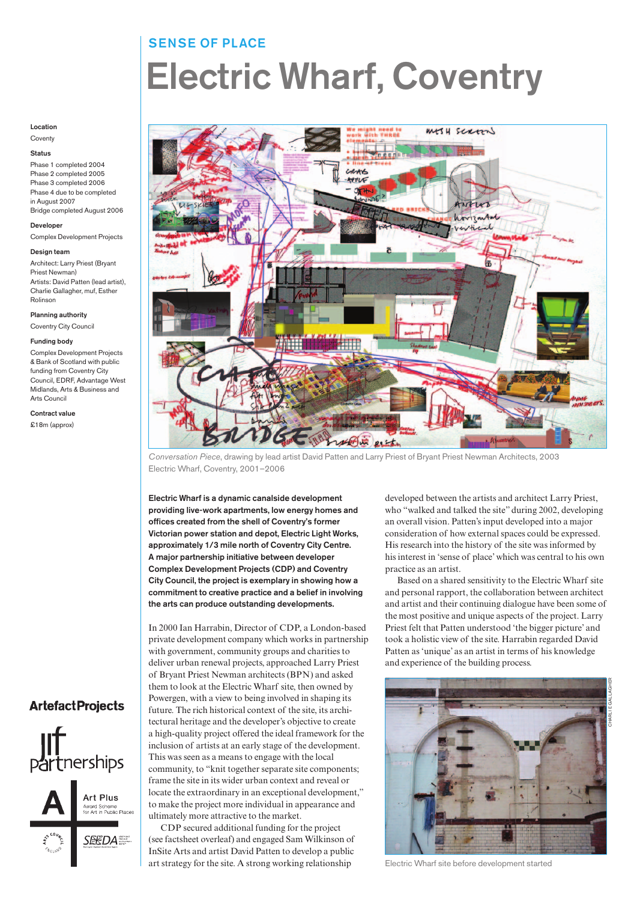## SENSE OF PLACE

# Electric Wharf, Coventry

**Location**
Coventy

**Status**
Phase 1 completed 2004
Phase 2 completed 2005
Phase 3 completed 2006
Phase 4 due to be completed in August 2007
Bridge completed August 2006

**Developer**
Complex Development Projects

**Design team**
Architect: Larry Priest (Bryant Priest Newman)
Artists: David Patten (lead artist), Charlie Gallagher, muf, Esther Rolinson

**Planning authority**
Coventry City Council

**Funding body**
Complex Development Projects & Bank of Scotland with public funding from Coventry City Council, EDRF, Advantage West Midlands, Arts & Business and Arts Council

**Contract value**
£18m (approx)

*Conversation Piece*, drawing by lead artist David Patten and Larry Priest of Bryant Priest Newman Architects, 2003
Electric Wharf, Coventry, 2001–2006

**Electric Wharf is a dynamic canalside development providing live-work apartments, low energy homes and offices created from the shell of Coventry's former Victorian power station and depot, Electric Light Works, approximately 1/3 mile north of Coventry City Centre. A major partnership initiative between developer Complex Development Projects (CDP) and Coventry City Council, the project is exemplary in showing how a commitment to creative practice and a belief in involving the arts can produce outstanding developments.**

In 2000 Ian Harrabin, Director of CDP, a London-based private development company which works in partnership with government, community groups and charities to deliver urban renewal projects, approached Larry Priest of Bryant Priest Newman architects (BPN) and asked them to look at the Electric Wharf site, then owned by Powergen, with a view to being involved in shaping its future. The rich historical context of the site, its architectural heritage and the developer's objective to create a high-quality project offered the ideal framework for the inclusion of artists at an early stage of the development. This was seen as a means to engage with the local community, to "knit together separate site components; frame the site in its wider urban context and reveal or locate the extraordinary in an exceptional development," to make the project more individual in appearance and ultimately more attractive to the market.

CDP secured additional funding for the project (see factsheet overleaf) and engaged Sam Wilkinson of InSite Arts and artist David Patten to develop a public art strategy for the site. A strong working relationship developed between the artists and architect Larry Priest, who "walked and talked the site" during 2002, developing an overall vision. Patten's input developed into a major consideration of how external spaces could be expressed. His research into the history of the site was informed by his interest in 'sense of place' which was central to his own practice as an artist.

Based on a shared sensitivity to the Electric Wharf site and personal rapport, the collaboration between architect and artist and their continuing dialogue have been some of the most positive and unique aspects of the project. Larry Priest felt that Patten understood 'the bigger picture' and took a holistic view of the site. Harrabin regarded David Patten as 'unique' as an artist in terms of his knowledge and experience of the building process.

CHARLIE GALLAGHER

Electric Wharf site before development started

ArtefactProjects

Art Plus
Award Scheme for Art in Public Places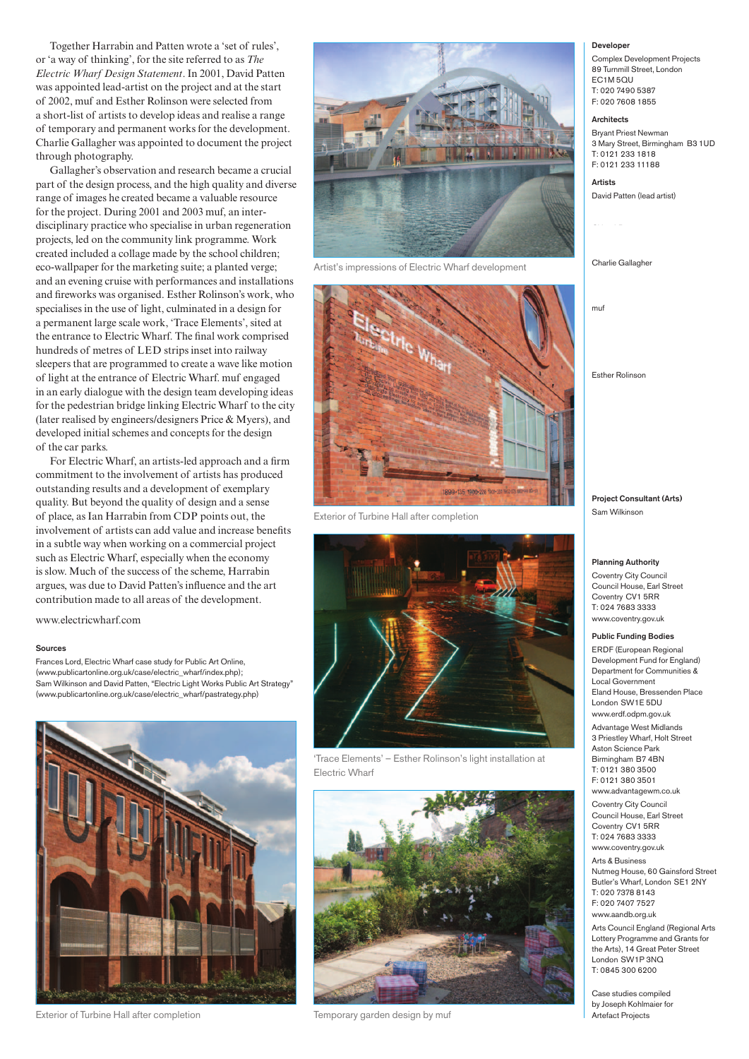Together Harrabin and Patten wrote a 'set of rules', or 'a way of thinking', for the site referred to as *The Electric Wharf Design Statement*. In 2001, David Patten was appointed lead-artist on the project and at the start of 2002, muf and Esther Rolinson were selected from a short-list of artists to develop ideas and realise a range of temporary and permanent works for the development. Charlie Gallagher was appointed to document the project through photography.

Gallagher's observation and research became a crucial part of the design process, and the high quality and diverse range of images he created became a valuable resource for the project. During 2001 and 2003 muf, an inter-disciplinary practice who specialise in urban regeneration projects, led on the community link programme. Work created included a collage made by the school children; eco-wallpaper for the marketing suite; a planted verge; and an evening cruise with performances and installations and fireworks was organised. Esther Rolinson's work, who specialises in the use of light, culminated in a design for a permanent large scale work, 'Trace Elements', sited at the entrance to Electric Wharf. The final work comprised hundreds of metres of LED strips inset into railway sleepers that are programmed to create a wave like motion of light at the entrance of Electric Wharf. muf engaged in an early dialogue with the design team developing ideas for the pedestrian bridge linking Electric Wharf to the city (later realised by engineers/designers Price & Myers), and developed initial schemes and concepts for the design of the car parks.

For Electric Wharf, an artists-led approach and a firm commitment to the involvement of artists has produced outstanding results and a development of exemplary quality. But beyond the quality of design and a sense of place, as Ian Harrabin from CDP points out, the involvement of artists can add value and increase benefits in a subtle way when working on a commercial project such as Electric Wharf, especially when the economy is slow. Much of the success of the scheme, Harrabin argues, was due to David Patten's influence and the art contribution made to all areas of the development.

www.electricwharf.com

**Sources**

Frances Lord, Electric Wharf case study for Public Art Online, (www.publicartonline.org.uk/case/electric_wharf/index.php);
Sam Wilkinson and David Patten, "Electric Light Works Public Art Strategy" (www.publicartonline.org.uk/case/electric_wharf/pastrategy.php)

Exterior of Turbine Hall after completion

Artist's impressions of Electric Wharf development

Exterior of Turbine Hall after completion

'Trace Elements' – Esther Rolinson's light installation at Electric Wharf

Temporary garden design by muf

**Developer**

Complex Development Projects
89 Turnmill Street, London
EC1M 5QU
T: 020 7490 5387
F: 020 7608 1855

**Architects**

Bryant Priest Newman
3 Mary Street, Birmingham B3 1UD
T: 0121 233 1818
F: 0121 233 11188

**Artists**

David Patten (lead artist)

Charlie Gallagher

muf

Esther Rolinson

**Project Consultant (Arts)**

Sam Wilkinson

**Planning Authority**

Coventry City Council
Council House, Earl Street
Coventry CV1 5RR
T: 024 7683 3333
www.coventry.gov.uk

**Public Funding Bodies**

ERDF (European Regional Development Fund for England)
Department for Communities & Local Government
Eland House, Bressenden Place
London SW1E 5DU
www.erdf.odpm.gov.uk

Advantage West Midlands
3 Priestley Wharf, Holt Street
Aston Science Park
Birmingham B7 4BN
T: 0121 380 3500
F: 0121 380 3501
www.advantagewm.co.uk

Coventry City Council
Council House, Earl Street
Coventry CV1 5RR
T: 024 7683 3333
www.coventry.gov.uk

Arts & Business
Nutmeg House, 60 Gainsford Street
Butler's Wharf, London SE1 2NY
T: 020 7378 8143
F: 020 7407 7527
www.aandb.org.uk

Arts Council England (Regional Arts Lottery Programme and Grants for the Arts), 14 Great Peter Street
London SW1P 3NQ
T: 0845 300 6200

Case studies compiled by Joseph Kohlmaier for Artefact Projects